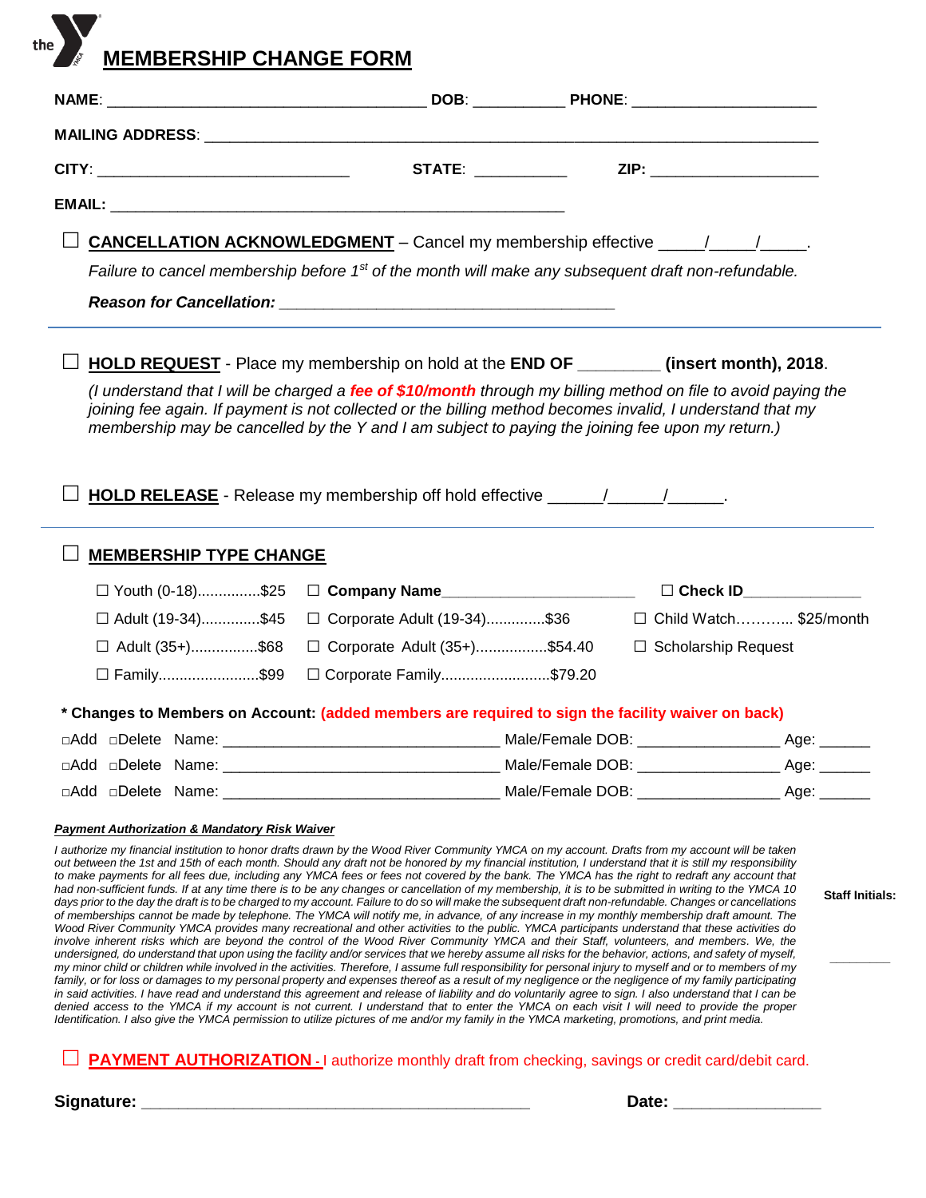# MEMBERSHIP CHANGE FORM

**NAME**: ____________________________________ **DOB**: __________ **PHONE**: ____________________

**MAILING ADDRESS**: ____________________________________________________________________

**CITY**: ____________________________ **STATE**: __________ **ZIP**: __________________

**EMAIL:** ____________________________________________________

☐ **CANCELLATION ACKNOWLEDGMENT** – Cancel my membership effective _____/_____/_____.

*Failure to cancel membership before 1st of the month will make any subsequent draft non-refundable.*

***Reason for Cancellation:*** ______________________________________

---

☐ **HOLD REQUEST** - Place my membership on hold at the **END OF** ________ **(insert month), 2018**.

*(I understand that I will be charged a **fee of $10/month** through my billing method on file to avoid paying the joining fee again. If payment is not collected or the billing method becomes invalid, I understand that my membership may be cancelled by the Y and I am subject to paying the joining fee upon my return.)*

☐ **HOLD RELEASE** - Release my membership off hold effective ______/______/______.

---

☐ **MEMBERSHIP TYPE CHANGE**

| | | |
|---|---|---|
| ☐ Youth (0-18)...............$25 | ☐ **Company Name**____________________ | ☐ **Check ID**____________ |
| ☐ Adult (19-34)..............$45 | ☐ Corporate Adult (19-34)..............$36 | ☐ Child Watch………... $25/month |
| ☐ Adult (35+)................$68 | ☐ Corporate Adult (35+).................$54.40 | ☐ Scholarship Request |
| ☐ Family........................$99 | ☐ Corporate Family..........................$79.20 | |

**\* Changes to Members on Account:** **(added members are required to sign the facility waiver on back)**

☐Add ☐Delete Name: ______________________________ Male/Female DOB: _______________ Age: ______

☐Add ☐Delete Name: ______________________________ Male/Female DOB: _______________ Age: ______

☐Add ☐Delete Name: ______________________________ Male/Female DOB: _______________ Age: ______

***Payment Authorization & Mandatory Risk Waiver***

*I authorize my financial institution to honor drafts drawn by the Wood River Community YMCA on my account. Drafts from my account will be taken out between the 1st and 15th of each month. Should any draft not be honored by my financial institution, I understand that it is still my responsibility to make payments for all fees due, including any YMCA fees or fees not covered by the bank. The YMCA has the right to redraft any account that had non-sufficient funds. If at any time there is to be any changes or cancellation of my membership, it is to be submitted in writing to the YMCA 10 days prior to the day the draft is to be charged to my account. Failure to do so will make the subsequent draft non-refundable. Changes or cancellations of memberships cannot be made by telephone. The YMCA will notify me, in advance, of any increase in my monthly membership draft amount. The Wood River Community YMCA provides many recreational and other activities to the public. YMCA participants understand that these activities do involve inherent risks which are beyond the control of the Wood River Community YMCA and their Staff, volunteers, and members. We, the undersigned, do understand that upon using the facility and/or services that we hereby assume all risks for the behavior, actions, and safety of myself, my minor child or children while involved in the activities. Therefore, I assume full responsibility for personal injury to myself and or to members of my family, or for loss or damages to my personal property and expenses thereof as a result of my negligence or the negligence of my family participating in said activities. I have read and understand this agreement and release of liability and do voluntarily agree to sign. I also understand that I can be denied access to the YMCA if my account is not current. I understand that to enter the YMCA on each visit I will need to provide the proper Identification. I also give the YMCA permission to utilize pictures of me and/or my family in the YMCA marketing, promotions, and print media.*

**Staff Initials:** ________

☐ **PAYMENT AUTHORIZATION** - I authorize monthly draft from checking, savings or credit card/debit card.

**Signature:** ________________________________________ **Date:** _______________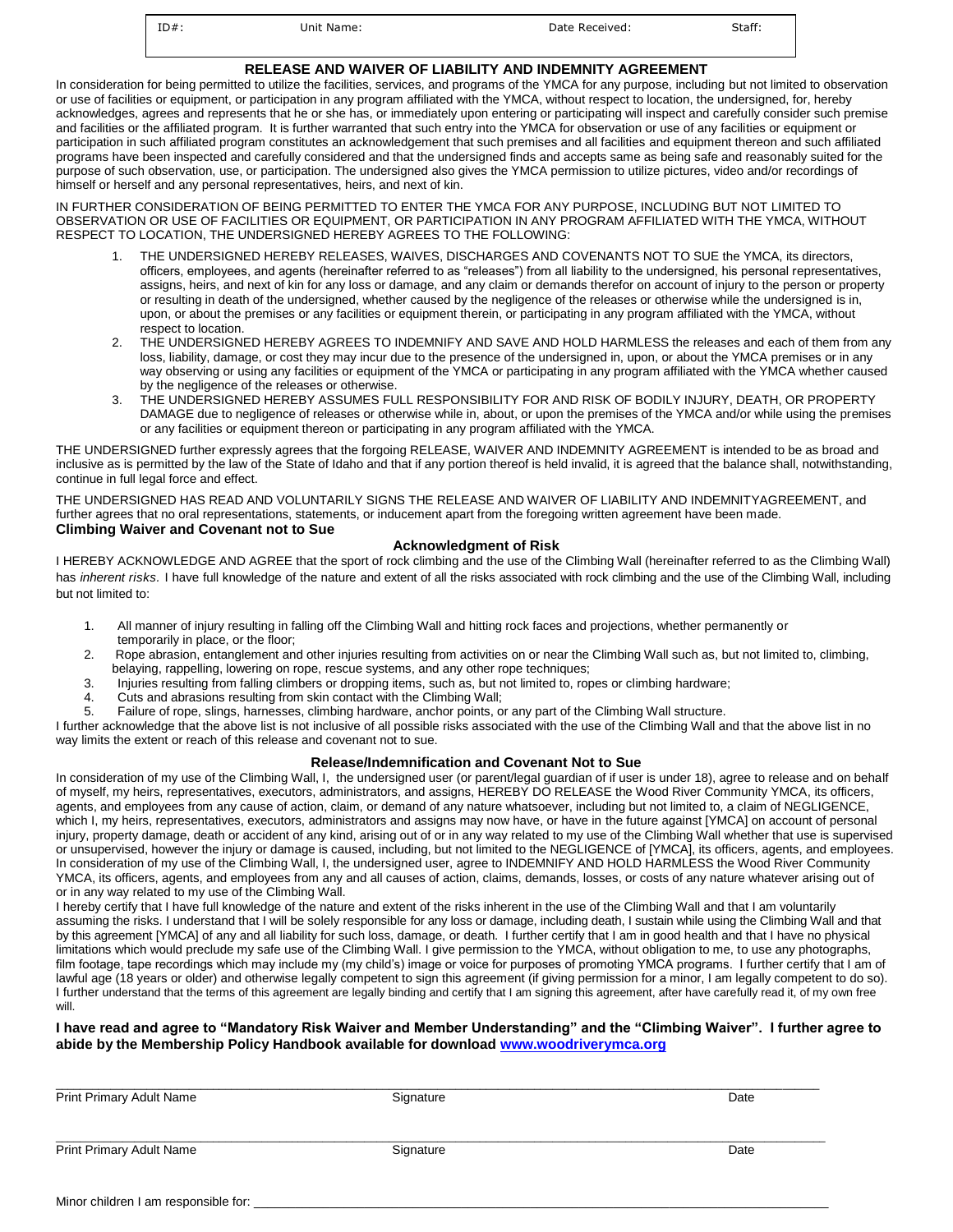| ID#: | Unit Name: | Date Received: | Staff: |
|---|---|---|---|

## RELEASE AND WAIVER OF LIABILITY AND INDEMNITY AGREEMENT

In consideration for being permitted to utilize the facilities, services, and programs of the YMCA for any purpose, including but not limited to observation or use of facilities or equipment, or participation in any program affiliated with the YMCA, without respect to location, the undersigned, for, hereby acknowledges, agrees and represents that he or she has, or immediately upon entering or participating will inspect and carefully consider such premise and facilities or the affiliated program. It is further warranted that such entry into the YMCA for observation or use of any facilities or equipment or participation in such affiliated program constitutes an acknowledgement that such premises and all facilities and equipment thereon and such affiliated programs have been inspected and carefully considered and that the undersigned finds and accepts same as being safe and reasonably suited for the purpose of such observation, use, or participation. The undersigned also gives the YMCA permission to utilize pictures, video and/or recordings of himself or herself and any personal representatives, heirs, and next of kin.

IN FURTHER CONSIDERATION OF BEING PERMITTED TO ENTER THE YMCA FOR ANY PURPOSE, INCLUDING BUT NOT LIMITED TO OBSERVATION OR USE OF FACILITIES OR EQUIPMENT, OR PARTICIPATION IN ANY PROGRAM AFFILIATED WITH THE YMCA, WITHOUT RESPECT TO LOCATION, THE UNDERSIGNED HEREBY AGREES TO THE FOLLOWING:

1. THE UNDERSIGNED HEREBY RELEASES, WAIVES, DISCHARGES AND COVENANTS NOT TO SUE the YMCA, its directors, officers, employees, and agents (hereinafter referred to as "releases") from all liability to the undersigned, his personal representatives, assigns, heirs, and next of kin for any loss or damage, and any claim or demands therefor on account of injury to the person or property or resulting in death of the undersigned, whether caused by the negligence of the releases or otherwise while the undersigned is in, upon, or about the premises or any facilities or equipment therein, or participating in any program affiliated with the YMCA, without respect to location.
2. THE UNDERSIGNED HEREBY AGREES TO INDEMNIFY AND SAVE AND HOLD HARMLESS the releases and each of them from any loss, liability, damage, or cost they may incur due to the presence of the undersigned in, upon, or about the YMCA premises or in any way observing or using any facilities or equipment of the YMCA or participating in any program affiliated with the YMCA whether caused by the negligence of the releases or otherwise.
3. THE UNDERSIGNED HEREBY ASSUMES FULL RESPONSIBILITY FOR AND RISK OF BODILY INJURY, DEATH, OR PROPERTY DAMAGE due to negligence of releases or otherwise while in, about, or upon the premises of the YMCA and/or while using the premises or any facilities or equipment thereon or participating in any program affiliated with the YMCA.

THE UNDERSIGNED further expressly agrees that the forgoing RELEASE, WAIVER AND INDEMNITY AGREEMENT is intended to be as broad and inclusive as is permitted by the law of the State of Idaho and that if any portion thereof is held invalid, it is agreed that the balance shall, notwithstanding, continue in full legal force and effect.

THE UNDERSIGNED HAS READ AND VOLUNTARILY SIGNS THE RELEASE AND WAIVER OF LIABILITY AND INDEMNITYAGREEMENT, and further agrees that no oral representations, statements, or inducement apart from the foregoing written agreement have been made.

**Climbing Waiver and Covenant not to Sue**

### Acknowledgment of Risk

I HEREBY ACKNOWLEDGE AND AGREE that the sport of rock climbing and the use of the Climbing Wall (hereinafter referred to as the Climbing Wall) has *inherent risks*. I have full knowledge of the nature and extent of all the risks associated with rock climbing and the use of the Climbing Wall, including but not limited to:

1. All manner of injury resulting in falling off the Climbing Wall and hitting rock faces and projections, whether permanently or temporarily in place, or the floor;
2. Rope abrasion, entanglement and other injuries resulting from activities on or near the Climbing Wall such as, but not limited to, climbing, belaying, rappelling, lowering on rope, rescue systems, and any other rope techniques;
3. Injuries resulting from falling climbers or dropping items, such as, but not limited to, ropes or climbing hardware;
4. Cuts and abrasions resulting from skin contact with the Climbing Wall;
5. Failure of rope, slings, harnesses, climbing hardware, anchor points, or any part of the Climbing Wall structure.

I further acknowledge that the above list is not inclusive of all possible risks associated with the use of the Climbing Wall and that the above list in no way limits the extent or reach of this release and covenant not to sue.

### Release/Indemnification and Covenant Not to Sue

In consideration of my use of the Climbing Wall, I, the undersigned user (or parent/legal guardian of if user is under 18), agree to release and on behalf of myself, my heirs, representatives, executors, administrators, and assigns, HEREBY DO RELEASE the Wood River Community YMCA, its officers, agents, and employees from any cause of action, claim, or demand of any nature whatsoever, including but not limited to, a claim of NEGLIGENCE, which I, my heirs, representatives, executors, administrators and assigns may now have, or have in the future against [YMCA] on account of personal injury, property damage, death or accident of any kind, arising out of or in any way related to my use of the Climbing Wall whether that use is supervised or unsupervised, however the injury or damage is caused, including, but not limited to the NEGLIGENCE of [YMCA], its officers, agents, and employees. In consideration of my use of the Climbing Wall, I, the undersigned user, agree to INDEMNIFY AND HOLD HARMLESS the Wood River Community YMCA, its officers, agents, and employees from any and all causes of action, claims, demands, losses, or costs of any nature whatever arising out of or in any way related to my use of the Climbing Wall.

I hereby certify that I have full knowledge of the nature and extent of the risks inherent in the use of the Climbing Wall and that I am voluntarily assuming the risks. I understand that I will be solely responsible for any loss or damage, including death, I sustain while using the Climbing Wall and that by this agreement [YMCA] of any and all liability for such loss, damage, or death. I further certify that I am in good health and that I have no physical limitations which would preclude my safe use of the Climbing Wall. I give permission to the YMCA, without obligation to me, to use any photographs, film footage, tape recordings which may include my (my child's) image or voice for purposes of promoting YMCA programs. I further certify that I am of lawful age (18 years or older) and otherwise legally competent to sign this agreement (if giving permission for a minor, I am legally competent to do so). I further understand that the terms of this agreement are legally binding and certify that I am signing this agreement, after have carefully read it, of my own free will.

**I have read and agree to "Mandatory Risk Waiver and Member Understanding" and the "Climbing Waiver". I further agree to abide by the Membership Policy Handbook available for download www.woodriverymca.org**

Print Primary Adult Name ______________________ Signature ______________________ Date __________

Print Primary Adult Name ______________________ Signature ______________________ Date __________

Minor children I am responsible for: ____________________________________________